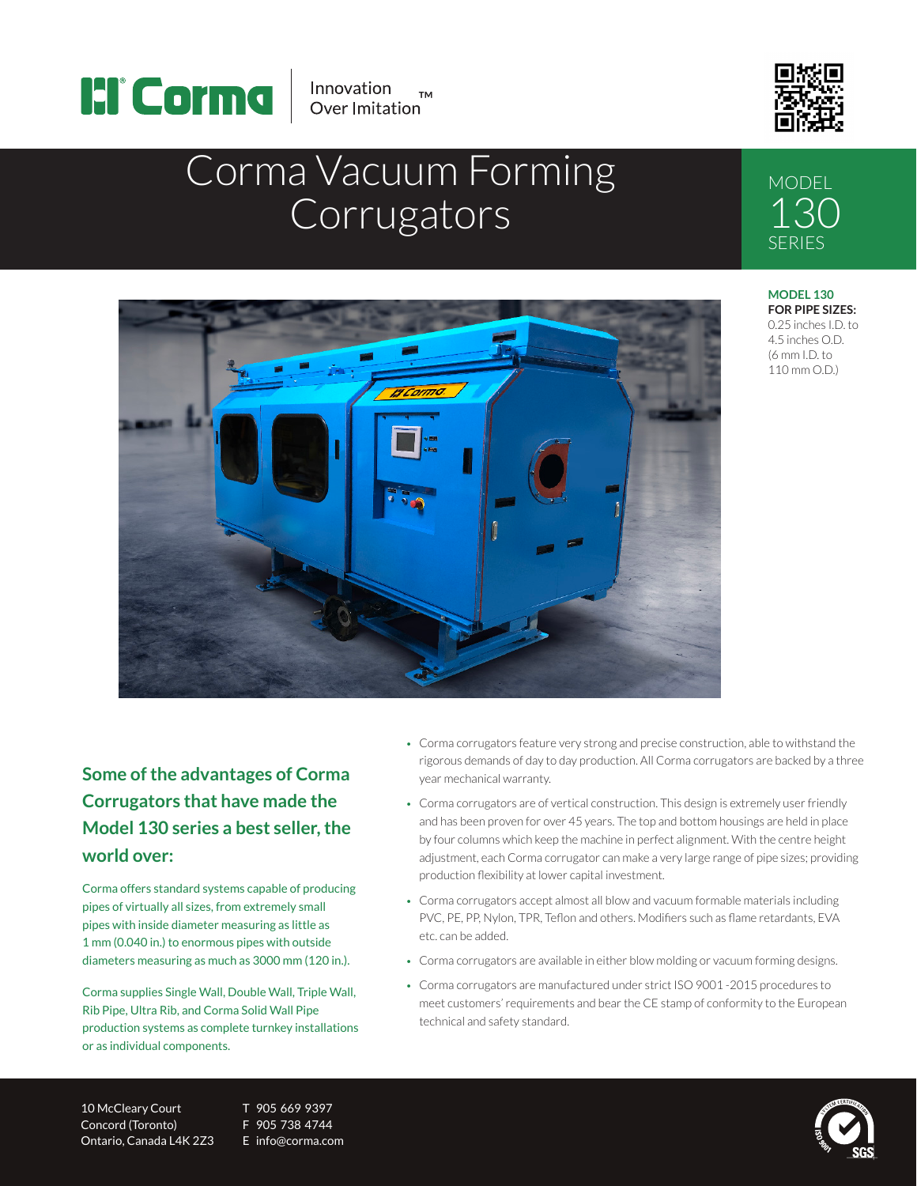Corma | Innovation Over Imitation™

# Corma Vacuum Forming Corrugators

MODEL
130
SERIES

**MODEL 130**
**FOR PIPE SIZES:**
0.25 inches I.D. to 4.5 inches O.D.
(6 mm I.D. to 110 mm O.D.)

## Some of the advantages of Corma Corrugators that have made the Model 130 series a best seller, the world over:

Corma offers standard systems capable of producing pipes of virtually all sizes, from extremely small pipes with inside diameter measuring as little as 1 mm (0.040 in.) to enormous pipes with outside diameters measuring as much as 3000 mm (120 in.).

Corma supplies Single Wall, Double Wall, Triple Wall, Rib Pipe, Ultra Rib, and Corma Solid Wall Pipe production systems as complete turnkey installations or as individual components.

- Corma corrugators feature very strong and precise construction, able to withstand the rigorous demands of day to day production. All Corma corrugators are backed by a three year mechanical warranty.
- Corma corrugators are of vertical construction. This design is extremely user friendly and has been proven for over 45 years. The top and bottom housings are held in place by four columns which keep the machine in perfect alignment. With the centre height adjustment, each Corma corrugator can make a very large range of pipe sizes; providing production flexibility at lower capital investment.
- Corma corrugators accept almost all blow and vacuum formable materials including PVC, PE, PP, Nylon, TPR, Teflon and others. Modifiers such as flame retardants, EVA etc. can be added.
- Corma corrugators are available in either blow molding or vacuum forming designs.
- Corma corrugators are manufactured under strict ISO 9001-2015 procedures to meet customers' requirements and bear the CE stamp of conformity to the European technical and safety standard.

10 McCleary Court
Concord (Toronto)
Ontario, Canada L4K 2Z3

T 905 669 9397
F 905 738 4744
E info@corma.com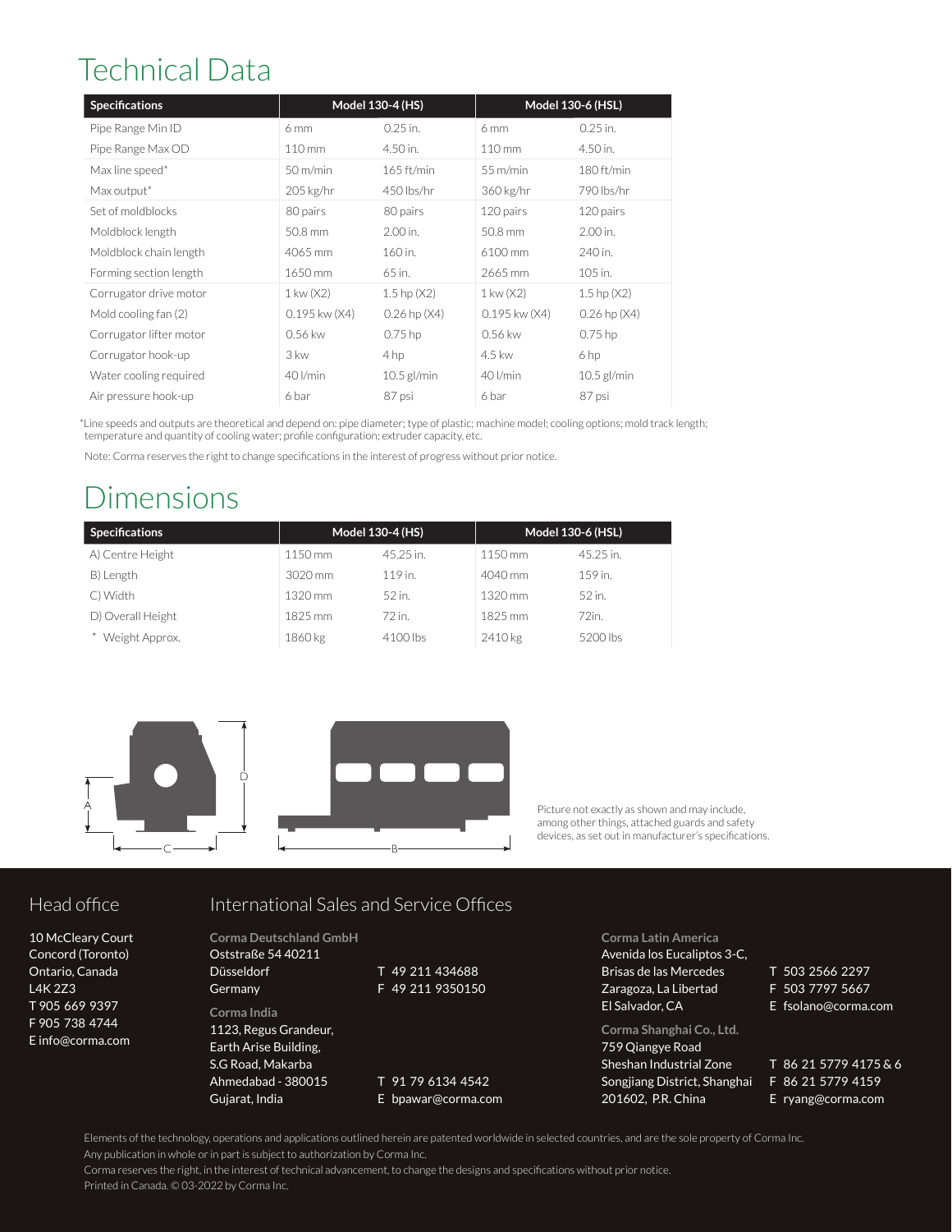# Technical Data

| Specifications | Model 130-4 (HS) | | Model 130-6 (HSL) | |
|---|---|---|---|---|
| Pipe Range Min ID | 6 mm | 0.25 in. | 6 mm | 0.25 in. |
| Pipe Range Max OD | 110 mm | 4.50 in. | 110 mm | 4.50 in. |
| Max line speed* | 50 m/min | 165 ft/min | 55 m/min | 180 ft/min |
| Max output* | 205 kg/hr | 450 lbs/hr | 360 kg/hr | 790 lbs/hr |
| Set of moldblocks | 80 pairs | 80 pairs | 120 pairs | 120 pairs |
| Moldblock length | 50.8 mm | 2.00 in. | 50.8 mm | 2.00 in. |
| Moldblock chain length | 4065 mm | 160 in. | 6100 mm | 240 in. |
| Forming section length | 1650 mm | 65 in. | 2665 mm | 105 in. |
| Corrugator drive motor | 1 kw (X2) | 1.5 hp (X2) | 1 kw (X2) | 1.5 hp (X2) |
| Mold cooling fan (2) | 0.195 kw (X4) | 0.26 hp (X4) | 0.195 kw (X4) | 0.26 hp (X4) |
| Corrugator lifter motor | 0.56 kw | 0.75 hp | 0.56 kw | 0.75 hp |
| Corrugator hook-up | 3 kw | 4 hp | 4.5 kw | 6 hp |
| Water cooling required | 40 l/min | 10.5 gl/min | 40 l/min | 10.5 gl/min |
| Air pressure hook-up | 6 bar | 87 psi | 6 bar | 87 psi |

*Line speeds and outputs are theoretical and depend on: pipe diameter; type of plastic; machine model; cooling options; mold track length; temperature and quantity of cooling water; profile configuration; extruder capacity, etc.

Note: Corma reserves the right to change specifications in the interest of progress without prior notice.

# Dimensions

| Specifications | Model 130-4 (HS) | | Model 130-6 (HSL) | |
|---|---|---|---|---|
| A) Centre Height | 1150 mm | 45.25 in. | 1150 mm | 45.25 in. |
| B) Length | 3020 mm | 119 in. | 4040 mm | 159 in. |
| C) Width | 1320 mm | 52 in. | 1320 mm | 52 in. |
| D) Overall Height | 1825 mm | 72 in. | 1825 mm | 72in. |
| * Weight Approx. | 1860 kg | 4100 lbs | 2410 kg | 5200 lbs |

A
C
D
B

Picture not exactly as shown and may include, among other things, attached guards and safety devices, as set out in manufacturer's specifications.

## Head office

10 McCleary Court
Concord (Toronto)
Ontario, Canada
L4K 2Z3
T 905 669 9397
F 905 738 4744
E info@corma.com

## International Sales and Service Offices

**Corma Deutschland GmbH**
Oststraße 54 40211
Düsseldorf
Germany
T 49 211 434688
F 49 211 9350150

**Corma India**
1123, Regus Grandeur,
Earth Arise Building,
S.G Road, Makarba
Ahmedabad - 380015
Gujarat, India
T 91 79 6134 4542
E bpawar@corma.com

**Corma Latin America**
Avenida los Eucaliptos 3-C,
Brisas de las Mercedes
Zaragoza, La Libertad
El Salvador, CA
T 503 2566 2297
F 503 7797 5667
E fsolano@corma.com

**Corma Shanghai Co., Ltd.**
759 Qiangye Road
Sheshan Industrial Zone
Songjiang District, Shanghai
201602, P.R. China
T 86 21 5779 4175 & 6
F 86 21 5779 4159
E ryang@corma.com

Elements of the technology, operations and applications outlined herein are patented worldwide in selected countries, and are the sole property of Corma Inc.
Any publication in whole or in part is subject to authorization by Corma Inc.
Corma reserves the right, in the interest of technical advancement, to change the designs and specifications without prior notice.
Printed in Canada. © 03-2022 by Corma Inc.